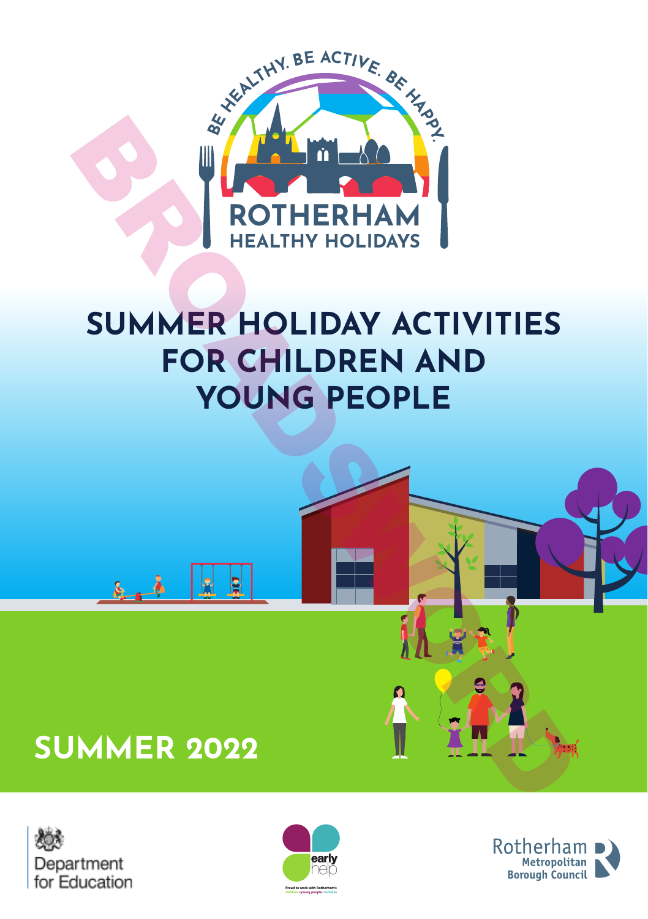BE HEALTHY. BE ACTIVE. BE HAPPY.

ROTHERHAM
HEALTHY HOLIDAYS

# SUMMER HOLIDAY ACTIVITIES FOR CHILDREN AND YOUNG PEOPLE

## SUMMER 2022

Department for Education

early help
Proud to work with Rotherham's children • young people • families

Rotherham Metropolitan Borough Council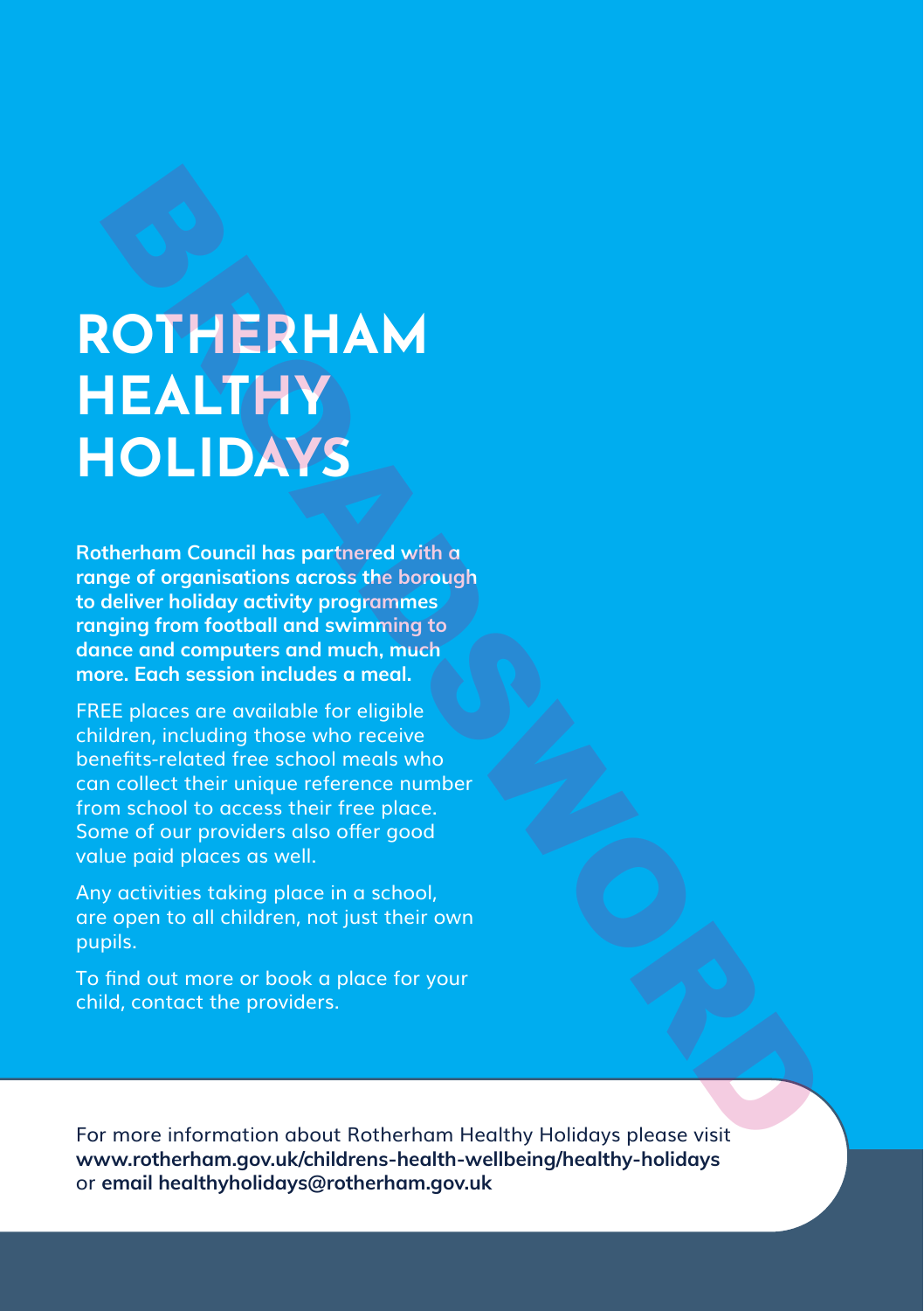# ROTHERHAM HEALTHY HOLIDAYS

**Rotherham Council has partnered with a range of organisations across the borough to deliver holiday activity programmes ranging from football and swimming to dance and computers and much, much more. Each session includes a meal.**

FREE places are available for eligible children, including those who receive benefits-related free school meals who can collect their unique reference number from school to access their free place. Some of our providers also offer good value paid places as well.

Any activities taking place in a school, are open to all children, not just their own pupils.

To find out more or book a place for your child, contact the providers.

For more information about Rotherham Healthy Holidays please visit **www.rotherham.gov.uk/childrens-health-wellbeing/healthy-holidays** or **email healthyholidays@rotherham.gov.uk**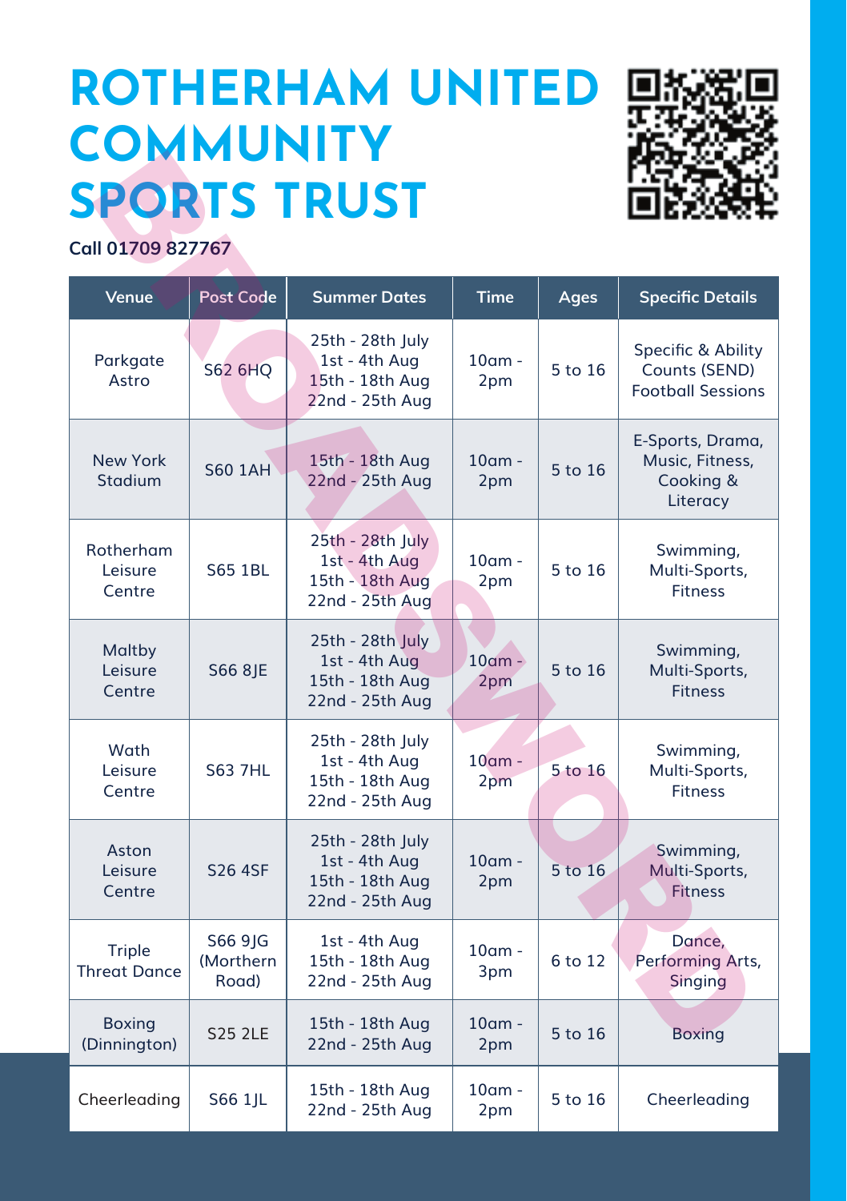# ROTHERHAM UNITED COMMUNITY SPORTS TRUST

**Call 01709 827767**

| Venue | Post Code | Summer Dates | Time | Ages | Specific Details |
|---|---|---|---|---|---|
| Parkgate Astro | S62 6HQ | 25th - 28th July<br>1st - 4th Aug<br>15th - 18th Aug<br>22nd - 25th Aug | 10am - 2pm | 5 to 16 | Specific & Ability Counts (SEND) Football Sessions |
| New York Stadium | S60 1AH | 15th - 18th Aug<br>22nd - 25th Aug | 10am - 2pm | 5 to 16 | E-Sports, Drama, Music, Fitness, Cooking & Literacy |
| Rotherham Leisure Centre | S65 1BL | 25th - 28th July<br>1st - 4th Aug<br>15th - 18th Aug<br>22nd - 25th Aug | 10am - 2pm | 5 to 16 | Swimming, Multi-Sports, Fitness |
| Maltby Leisure Centre | S66 8JE | 25th - 28th July<br>1st - 4th Aug<br>15th - 18th Aug<br>22nd - 25th Aug | 10am - 2pm | 5 to 16 | Swimming, Multi-Sports, Fitness |
| Wath Leisure Centre | S63 7HL | 25th - 28th July<br>1st - 4th Aug<br>15th - 18th Aug<br>22nd - 25th Aug | 10am - 2pm | 5 to 16 | Swimming, Multi-Sports, Fitness |
| Aston Leisure Centre | S26 4SF | 25th - 28th July<br>1st - 4th Aug<br>15th - 18th Aug<br>22nd - 25th Aug | 10am - 2pm | 5 to 16 | Swimming, Multi-Sports, Fitness |
| Triple Threat Dance | S66 9JG (Morthern Road) | 1st - 4th Aug<br>15th - 18th Aug<br>22nd - 25th Aug | 10am - 3pm | 6 to 12 | Dance, Performing Arts, Singing |
| Boxing (Dinnington) | S25 2LE | 15th - 18th Aug<br>22nd - 25th Aug | 10am - 2pm | 5 to 16 | Boxing |
| Cheerleading | S66 1JL | 15th - 18th Aug<br>22nd - 25th Aug | 10am - 2pm | 5 to 16 | Cheerleading |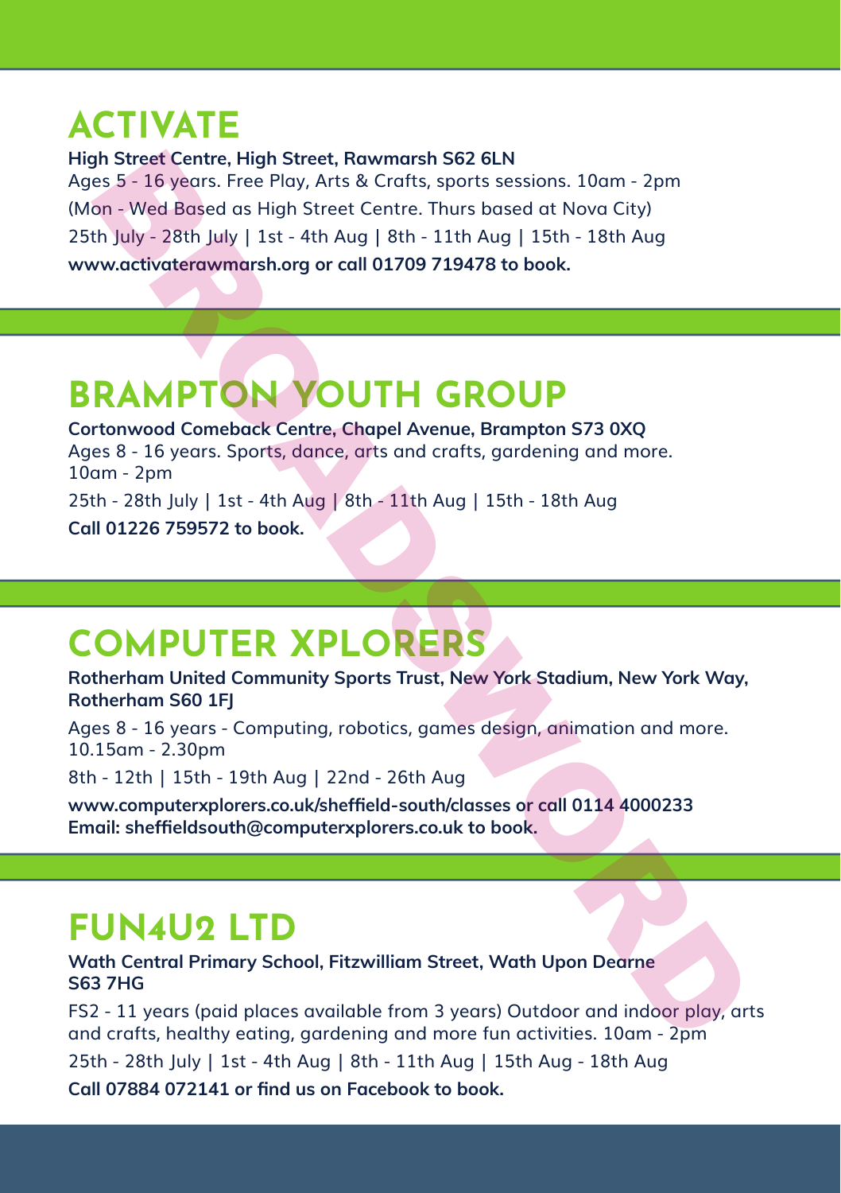## ACTIVATE

**High Street Centre, High Street, Rawmarsh S62 6LN**

Ages 5 - 16 years. Free Play, Arts & Crafts, sports sessions. 10am - 2pm (Mon - Wed Based as High Street Centre. Thurs based at Nova City)

25th July - 28th July | 1st - 4th Aug | 8th - 11th Aug | 15th - 18th Aug

**www.activaterawmarsh.org or call 01709 719478 to book.**

## BRAMPTON YOUTH GROUP

**Cortonwood Comeback Centre, Chapel Avenue, Brampton S73 0XQ**

Ages 8 - 16 years. Sports, dance, arts and crafts, gardening and more. 10am - 2pm

25th - 28th July | 1st - 4th Aug | 8th - 11th Aug | 15th - 18th Aug

**Call 01226 759572 to book.**

## COMPUTER XPLORERS

**Rotherham United Community Sports Trust, New York Stadium, New York Way, Rotherham S60 1FJ**

Ages 8 - 16 years - Computing, robotics, games design, animation and more. 10.15am - 2.30pm

8th - 12th | 15th - 19th Aug | 22nd - 26th Aug

**www.computerxplorers.co.uk/sheffield-south/classes or call 0114 4000233**
**Email: sheffieldsouth@computerxplorers.co.uk to book.**

## FUN4U2 LTD

**Wath Central Primary School, Fitzwilliam Street, Wath Upon Dearne S63 7HG**

FS2 - 11 years (paid places available from 3 years) Outdoor and indoor play, arts and crafts, healthy eating, gardening and more fun activities. 10am - 2pm

25th - 28th July | 1st - 4th Aug | 8th - 11th Aug | 15th Aug - 18th Aug

**Call 07884 072141 or find us on Facebook to book.**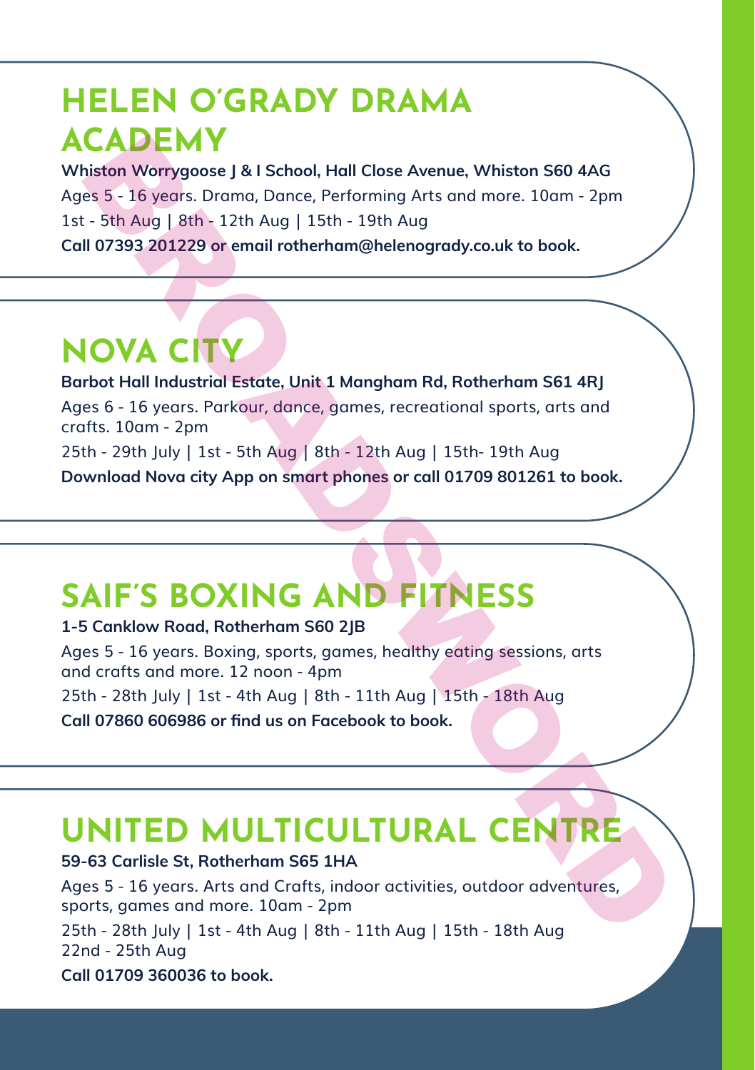## HELEN O'GRADY DRAMA ACADEMY

**Whiston Worrygoose J & I School, Hall Close Avenue, Whiston S60 4AG**

Ages 5 - 16 years. Drama, Dance, Performing Arts and more. 10am - 2pm

1st - 5th Aug | 8th - 12th Aug | 15th - 19th Aug

**Call 07393 201229 or email rotherham@helenogrady.co.uk to book.**

## NOVA CITY

**Barbot Hall Industrial Estate, Unit 1 Mangham Rd, Rotherham S61 4RJ**

Ages 6 - 16 years. Parkour, dance, games, recreational sports, arts and crafts. 10am - 2pm

25th - 29th July | 1st - 5th Aug | 8th - 12th Aug | 15th- 19th Aug

**Download Nova city App on smart phones or call 01709 801261 to book.**

## SAIF'S BOXING AND FITNESS

**1-5 Canklow Road, Rotherham S60 2JB**

Ages 5 - 16 years. Boxing, sports, games, healthy eating sessions, arts and crafts and more. 12 noon - 4pm

25th - 28th July | 1st - 4th Aug | 8th - 11th Aug | 15th - 18th Aug

**Call 07860 606986 or find us on Facebook to book.**

## UNITED MULTICULTURAL CENTRE

**59-63 Carlisle St, Rotherham S65 1HA**

Ages 5 - 16 years. Arts and Crafts, indoor activities, outdoor adventures, sports, games and more. 10am - 2pm

25th - 28th July | 1st - 4th Aug | 8th - 11th Aug | 15th - 18th Aug
22nd - 25th Aug

**Call 01709 360036 to book.**

BROADSWORD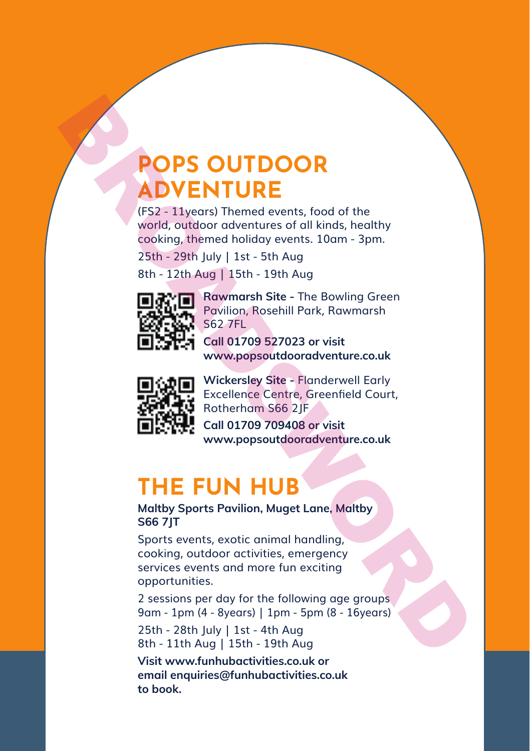# POPS OUTDOOR ADVENTURE

(FS2 - 11years) Themed events, food of the world, outdoor adventures of all kinds, healthy cooking, themed holiday events. 10am - 3pm.

25th - 29th July | 1st - 5th Aug

8th - 12th Aug | 15th - 19th Aug

**Rawmarsh Site -** The Bowling Green Pavilion, Rosehill Park, Rawmarsh S62 7FL

**Call 01709 527023 or visit www.popsoutdooradventure.co.uk**

**Wickersley Site -** Flanderwell Early Excellence Centre, Greenfield Court, Rotherham S66 2JF

**Call 01709 709408 or visit www.popsoutdooradventure.co.uk**

# THE FUN HUB

**Maltby Sports Pavilion, Muget Lane, Maltby S66 7JT**

Sports events, exotic animal handling, cooking, outdoor activities, emergency services events and more fun exciting opportunities.

2 sessions per day for the following age groups
9am - 1pm (4 - 8years) | 1pm - 5pm (8 - 16years)

25th - 28th July | 1st - 4th Aug
8th - 11th Aug | 15th - 19th Aug

**Visit www.funhubactivities.co.uk or email enquiries@funhubactivities.co.uk to book.**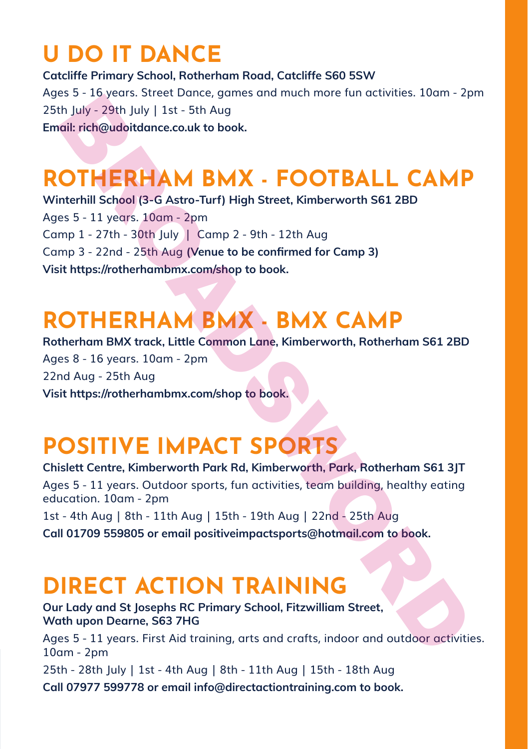# U DO IT DANCE

**Catcliffe Primary School, Rotherham Road, Catcliffe S60 5SW**

Ages 5 - 16 years. Street Dance, games and much more fun activities. 10am - 2pm

25th July - 29th July | 1st - 5th Aug

**Email: rich@udoitdance.co.uk to book.**

# ROTHERHAM BMX - FOOTBALL CAMP

**Winterhill School (3-G Astro-Turf) High Street, Kimberworth S61 2BD**

Ages 5 - 11 years. 10am - 2pm

Camp 1 - 27th - 30th July | Camp 2 - 9th - 12th Aug

Camp 3 - 22nd - 25th Aug **(Venue to be confirmed for Camp 3)**

**Visit https://rotherhambmx.com/shop to book.**

# ROTHERHAM BMX - BMX CAMP

**Rotherham BMX track, Little Common Lane, Kimberworth, Rotherham S61 2BD**

Ages 8 - 16 years. 10am - 2pm

22nd Aug - 25th Aug

**Visit https://rotherhambmx.com/shop to book.**

# POSITIVE IMPACT SPORTS

**Chislett Centre, Kimberworth Park Rd, Kimberworth, Park, Rotherham S61 3JT**

Ages 5 - 11 years. Outdoor sports, fun activities, team building, healthy eating education. 10am - 2pm

1st - 4th Aug | 8th - 11th Aug | 15th - 19th Aug | 22nd - 25th Aug

**Call 01709 559805 or email positiveimpactsports@hotmail.com to book.**

# DIRECT ACTION TRAINING

**Our Lady and St Josephs RC Primary School, Fitzwilliam Street, Wath upon Dearne, S63 7HG**

Ages 5 - 11 years. First Aid training, arts and crafts, indoor and outdoor activities. 10am - 2pm

25th - 28th July | 1st - 4th Aug | 8th - 11th Aug | 15th - 18th Aug

**Call 07977 599778 or email info@directactiontraining.com to book.**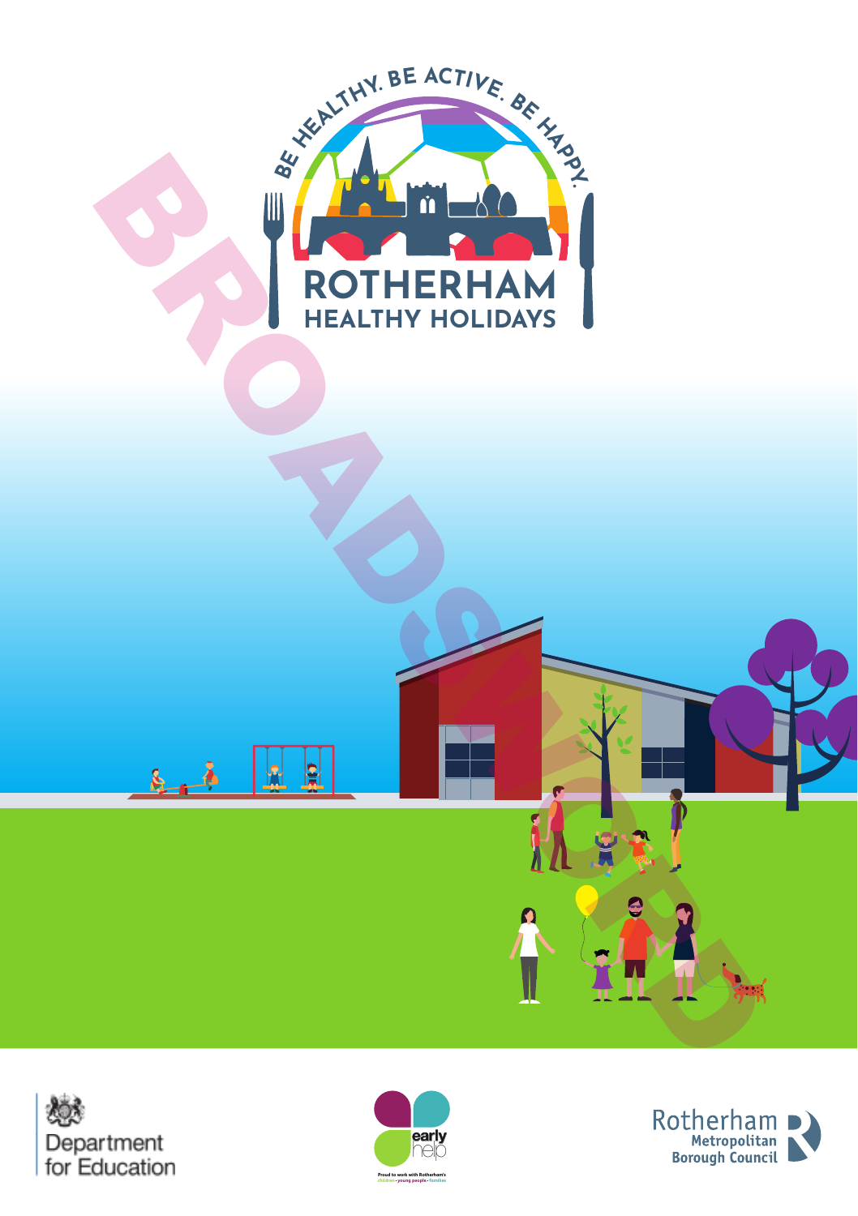BE HEALTHY. BE ACTIVE. BE HAPPY.

# ROTHERHAM
## HEALTHY HOLIDAYS

BROADSHOPPED

Department for Education

early help
Proud to work with Rotherham's children · young people · families

Rotherham Metropolitan Borough Council